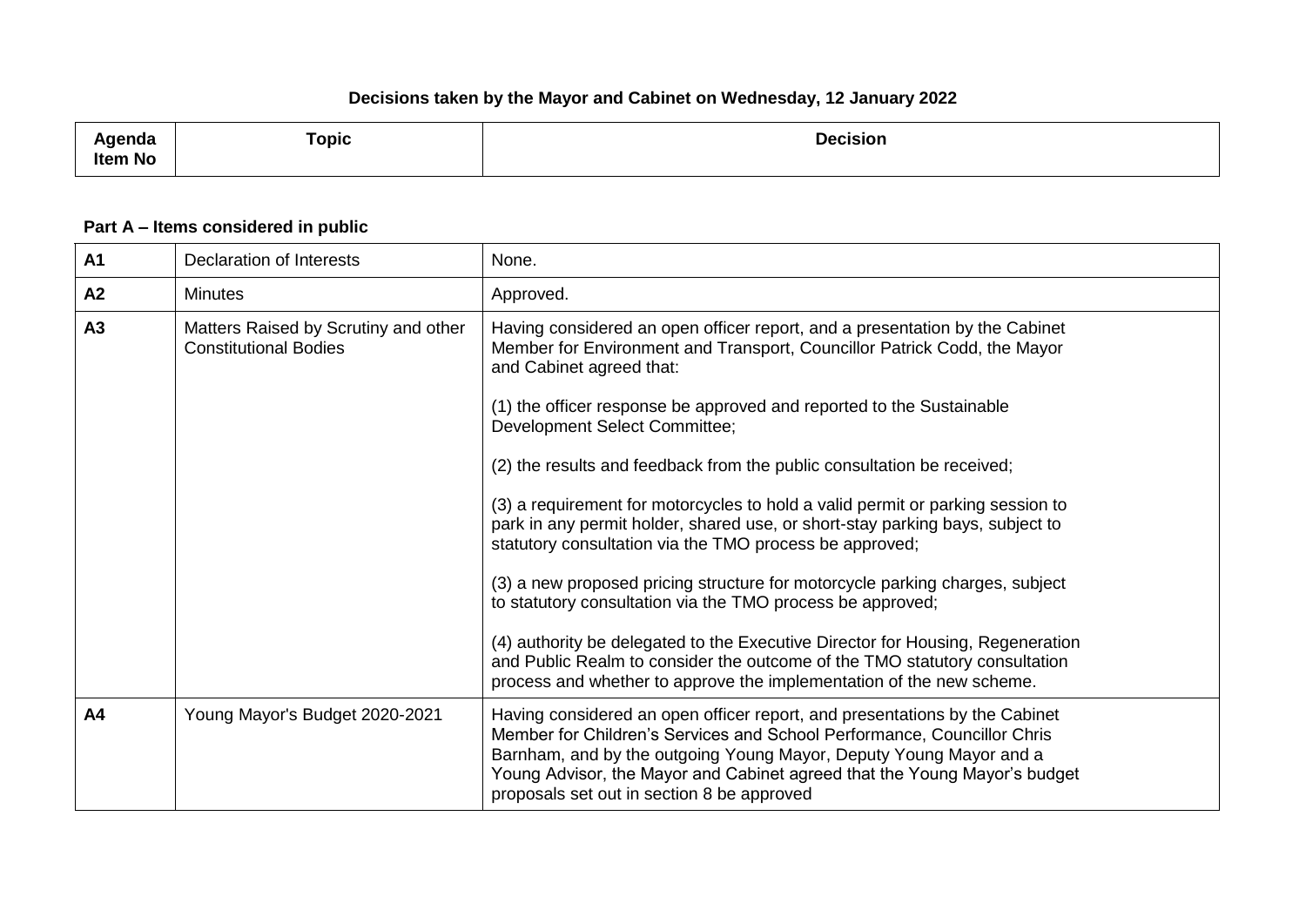## Decisions taken by the Mayor and Cabinet on Wednesday, 12 January 2022

| Agenda Item No | Topic | Decision |
|---|---|---|

### Part A – Items considered in public

| | | |
|---|---|---|
| **A1** | Declaration of Interests | None. |
| **A2** | Minutes | Approved. |
| **A3** | Matters Raised by Scrutiny and other Constitutional Bodies | Having considered an open officer report, and a presentation by the Cabinet Member for Environment and Transport, Councillor Patrick Codd, the Mayor and Cabinet agreed that:<br><br>(1) the officer response be approved and reported to the Sustainable Development Select Committee;<br><br>(2) the results and feedback from the public consultation be received;<br><br>(3) a requirement for motorcycles to hold a valid permit or parking session to park in any permit holder, shared use, or short-stay parking bays, subject to statutory consultation via the TMO process be approved;<br><br>(3) a new proposed pricing structure for motorcycle parking charges, subject to statutory consultation via the TMO process be approved;<br><br>(4) authority be delegated to the Executive Director for Housing, Regeneration and Public Realm to consider the outcome of the TMO statutory consultation process and whether to approve the implementation of the new scheme. |
| **A4** | Young Mayor's Budget 2020-2021 | Having considered an open officer report, and presentations by the Cabinet Member for Children's Services and School Performance, Councillor Chris Barnham, and by the outgoing Young Mayor, Deputy Young Mayor and a Young Advisor, the Mayor and Cabinet agreed that the Young Mayor's budget proposals set out in section 8 be approved |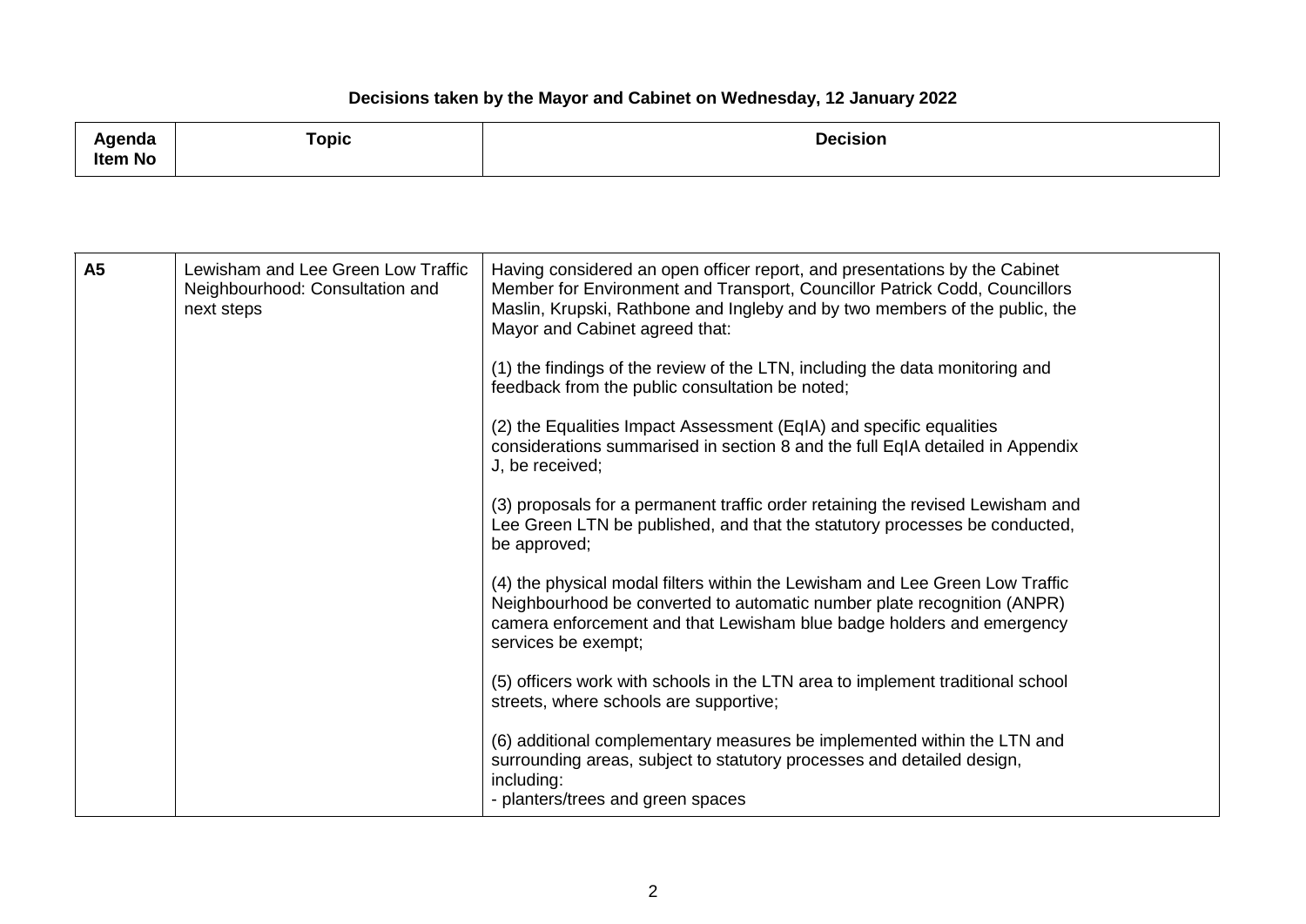**Decisions taken by the Mayor and Cabinet on Wednesday, 12 January 2022**

| Agenda Item No | Topic | Decision |
|---|---|---|
| A5 | Lewisham and Lee Green Low Traffic Neighbourhood: Consultation and next steps | Having considered an open officer report, and presentations by the Cabinet Member for Environment and Transport, Councillor Patrick Codd, Councillors Maslin, Krupski, Rathbone and Ingleby and by two members of the public, the Mayor and Cabinet agreed that:<br><br>(1) the findings of the review of the LTN, including the data monitoring and feedback from the public consultation be noted;<br><br>(2) the Equalities Impact Assessment (EqIA) and specific equalities considerations summarised in section 8 and the full EqIA detailed in Appendix J, be received;<br><br>(3) proposals for a permanent traffic order retaining the revised Lewisham and Lee Green LTN be published, and that the statutory processes be conducted, be approved;<br><br>(4) the physical modal filters within the Lewisham and Lee Green Low Traffic Neighbourhood be converted to automatic number plate recognition (ANPR) camera enforcement and that Lewisham blue badge holders and emergency services be exempt;<br><br>(5) officers work with schools in the LTN area to implement traditional school streets, where schools are supportive;<br><br>(6) additional complementary measures be implemented within the LTN and surrounding areas, subject to statutory processes and detailed design, including:<br>- planters/trees and green spaces |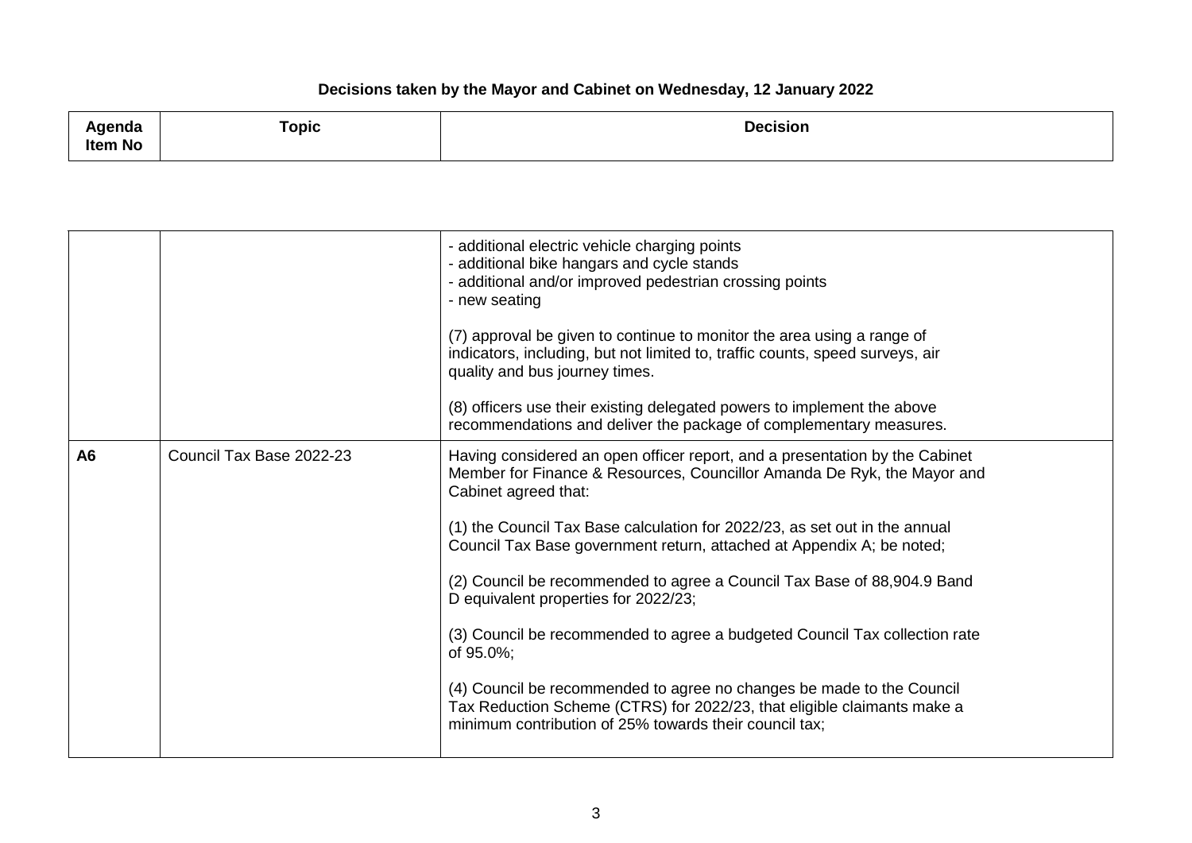## Decisions taken by the Mayor and Cabinet on Wednesday, 12 January 2022

| Agenda Item No | Topic | Decision |
| --- | --- | --- |
| | | - additional electric vehicle charging points<br>- additional bike hangars and cycle stands<br>- additional and/or improved pedestrian crossing points<br>- new seating<br><br>(7) approval be given to continue to monitor the area using a range of indicators, including, but not limited to, traffic counts, speed surveys, air quality and bus journey times.<br><br>(8) officers use their existing delegated powers to implement the above recommendations and deliver the package of complementary measures. |
| **A6** | Council Tax Base 2022-23 | Having considered an open officer report, and a presentation by the Cabinet Member for Finance & Resources, Councillor Amanda De Ryk, the Mayor and Cabinet agreed that:<br><br>(1) the Council Tax Base calculation for 2022/23, as set out in the annual Council Tax Base government return, attached at Appendix A; be noted;<br><br>(2) Council be recommended to agree a Council Tax Base of 88,904.9 Band D equivalent properties for 2022/23;<br><br>(3) Council be recommended to agree a budgeted Council Tax collection rate of 95.0%;<br><br>(4) Council be recommended to agree no changes be made to the Council Tax Reduction Scheme (CTRS) for 2022/23, that eligible claimants make a minimum contribution of 25% towards their council tax; |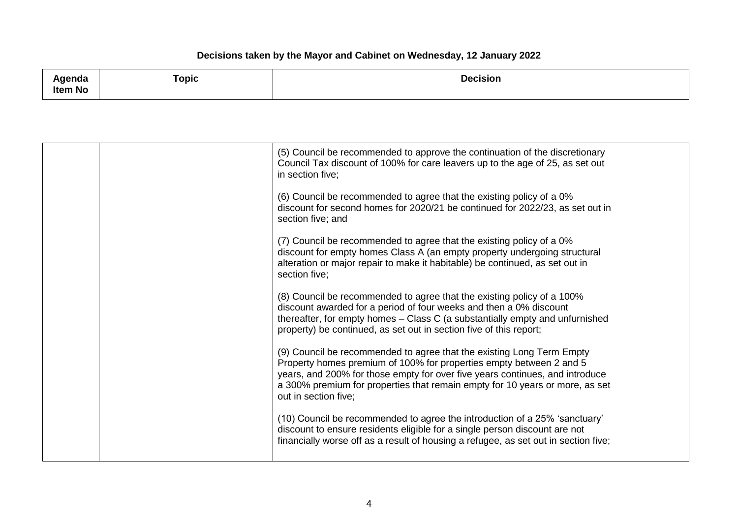**Decisions taken by the Mayor and Cabinet on Wednesday, 12 January 2022**

| Agenda Item No | Topic | Decision |
|---|---|---|
| | | (5) Council be recommended to approve the continuation of the discretionary Council Tax discount of 100% for care leavers up to the age of 25, as set out in section five;<br><br>(6) Council be recommended to agree that the existing policy of a 0% discount for second homes for 2020/21 be continued for 2022/23, as set out in section five; and<br><br>(7) Council be recommended to agree that the existing policy of a 0% discount for empty homes Class A (an empty property undergoing structural alteration or major repair to make it habitable) be continued, as set out in section five;<br><br>(8) Council be recommended to agree that the existing policy of a 100% discount awarded for a period of four weeks and then a 0% discount thereafter, for empty homes – Class C (a substantially empty and unfurnished property) be continued, as set out in section five of this report;<br><br>(9) Council be recommended to agree that the existing Long Term Empty Property homes premium of 100% for properties empty between 2 and 5 years, and 200% for those empty for over five years continues, and introduce a 300% premium for properties that remain empty for 10 years or more, as set out in section five;<br><br>(10) Council be recommended to agree the introduction of a 25% 'sanctuary' discount to ensure residents eligible for a single person discount are not financially worse off as a result of housing a refugee, as set out in section five; |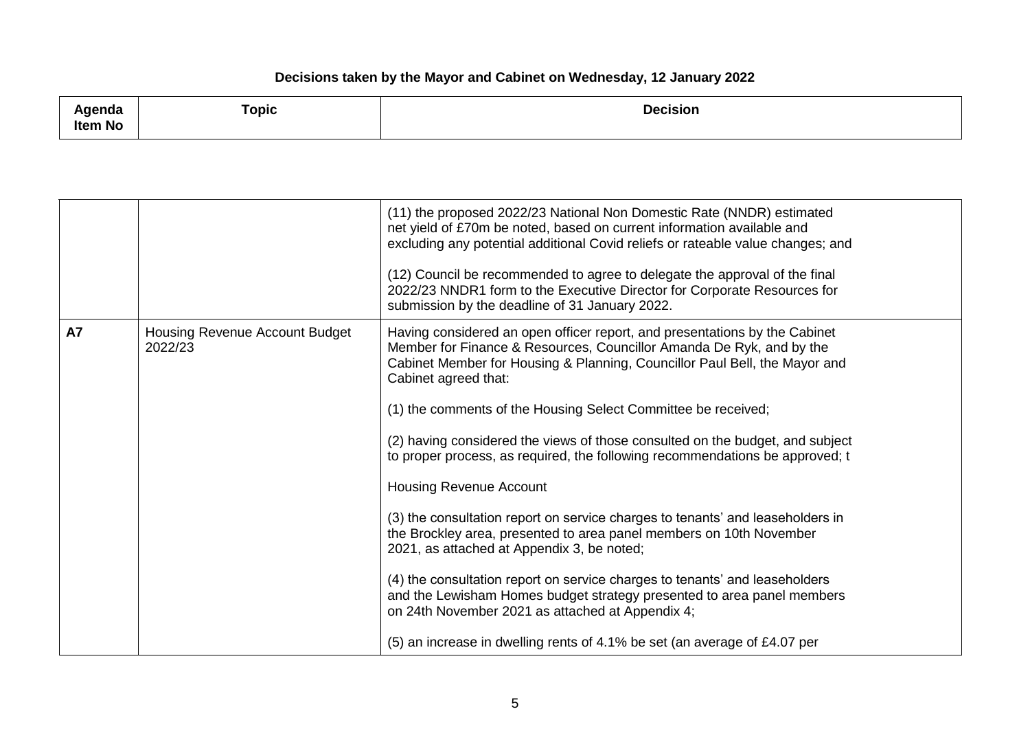**Decisions taken by the Mayor and Cabinet on Wednesday, 12 January 2022**

| Agenda Item No | Topic | Decision |
|---|---|---|
| | | (11) the proposed 2022/23 National Non Domestic Rate (NNDR) estimated net yield of £70m be noted, based on current information available and excluding any potential additional Covid reliefs or rateable value changes; and<br><br>(12) Council be recommended to agree to delegate the approval of the final 2022/23 NNDR1 form to the Executive Director for Corporate Resources for submission by the deadline of 31 January 2022. |
| **A7** | Housing Revenue Account Budget 2022/23 | Having considered an open officer report, and presentations by the Cabinet Member for Finance & Resources, Councillor Amanda De Ryk, and by the Cabinet Member for Housing & Planning, Councillor Paul Bell, the Mayor and Cabinet agreed that:<br><br>(1) the comments of the Housing Select Committee be received;<br><br>(2) having considered the views of those consulted on the budget, and subject to proper process, as required, the following recommendations be approved; t<br><br>Housing Revenue Account<br><br>(3) the consultation report on service charges to tenants' and leaseholders in the Brockley area, presented to area panel members on 10th November 2021, as attached at Appendix 3, be noted;<br><br>(4) the consultation report on service charges to tenants' and leaseholders and the Lewisham Homes budget strategy presented to area panel members on 24th November 2021 as attached at Appendix 4;<br><br>(5) an increase in dwelling rents of 4.1% be set (an average of £4.07 per |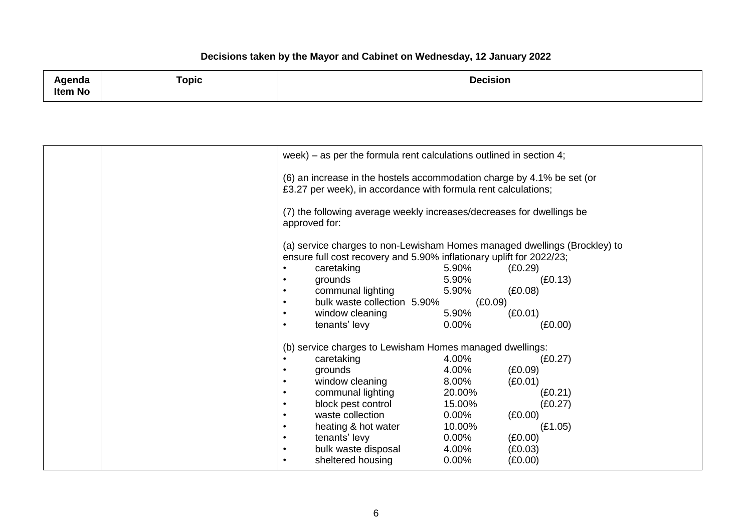**Decisions taken by the Mayor and Cabinet on Wednesday, 12 January 2022**

| Agenda Item No | Topic | Decision |
|---|---|---|
| | | week) – as per the formula rent calculations outlined in section 4;<br><br>(6) an increase in the hostels accommodation charge by 4.1% be set (or £3.27 per week), in accordance with formula rent calculations;<br><br>(7) the following average weekly increases/decreases for dwellings be approved for:<br><br>(a) service charges to non-Lewisham Homes managed dwellings (Brockley) to ensure full cost recovery and 5.90% inflationary uplift for 2022/23;<br>• caretaking 5.90% (£0.29)<br>• grounds 5.90% (£0.13)<br>• communal lighting 5.90% (£0.08)<br>• bulk waste collection 5.90% (£0.09)<br>• window cleaning 5.90% (£0.01)<br>• tenants' levy 0.00% (£0.00)<br><br>(b) service charges to Lewisham Homes managed dwellings:<br>• caretaking 4.00% (£0.27)<br>• grounds 4.00% (£0.09)<br>• window cleaning 8.00% (£0.01)<br>• communal lighting 20.00% (£0.21)<br>• block pest control 15.00% (£0.27)<br>• waste collection 0.00% (£0.00)<br>• heating & hot water 10.00% (£1.05)<br>• tenants' levy 0.00% (£0.00)<br>• bulk waste disposal 4.00% (£0.03)<br>• sheltered housing 0.00% (£0.00) |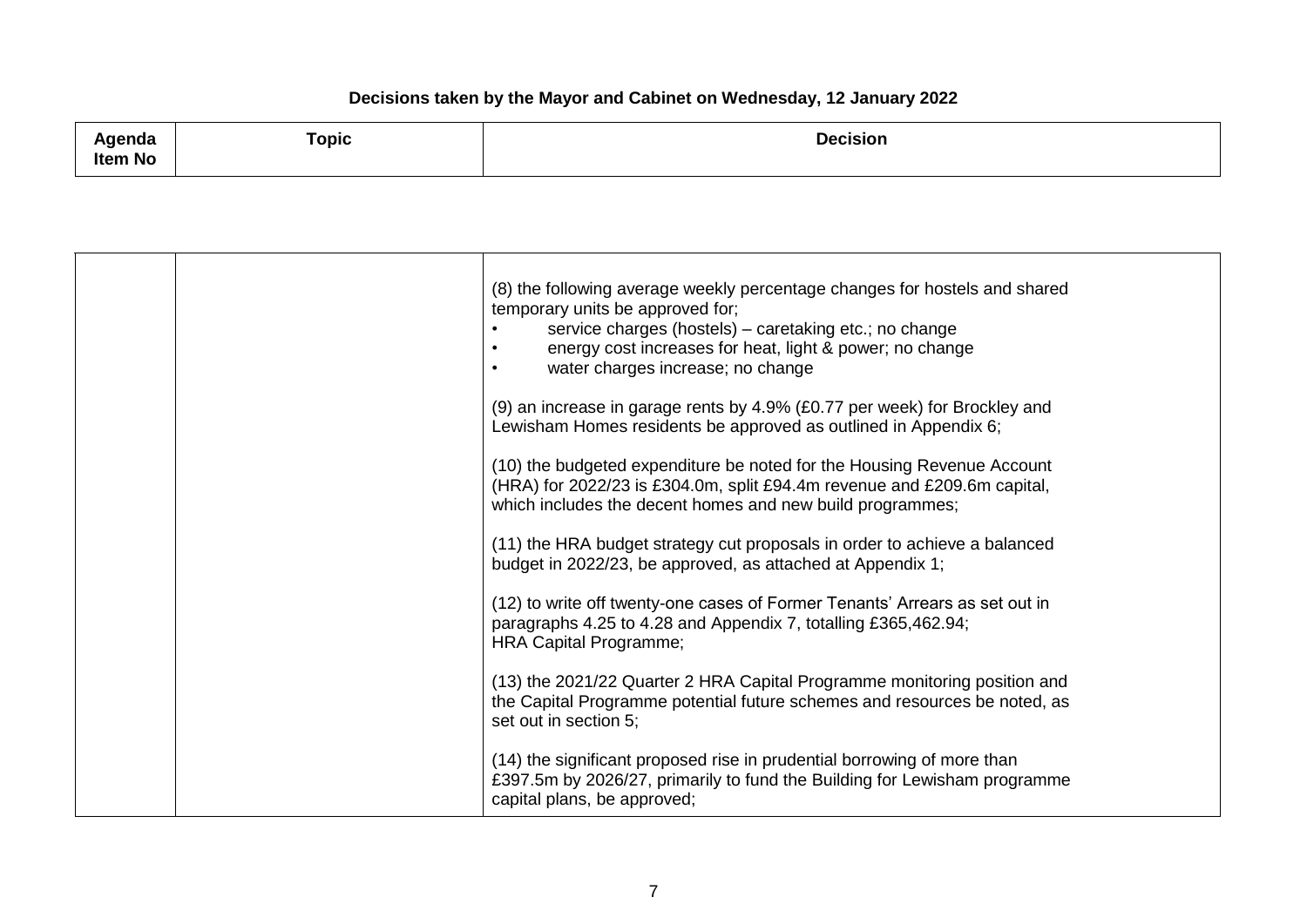**Decisions taken by the Mayor and Cabinet on Wednesday, 12 January 2022**

| Agenda Item No | Topic | Decision |
|---|---|---|
| | | (8) the following average weekly percentage changes for hostels and shared temporary units be approved for;<br>• service charges (hostels) – caretaking etc.; no change<br>• energy cost increases for heat, light & power; no change<br>• water charges increase; no change<br><br>(9) an increase in garage rents by 4.9% (£0.77 per week) for Brockley and Lewisham Homes residents be approved as outlined in Appendix 6;<br><br>(10) the budgeted expenditure be noted for the Housing Revenue Account (HRA) for 2022/23 is £304.0m, split £94.4m revenue and £209.6m capital, which includes the decent homes and new build programmes;<br><br>(11) the HRA budget strategy cut proposals in order to achieve a balanced budget in 2022/23, be approved, as attached at Appendix 1;<br><br>(12) to write off twenty-one cases of Former Tenants' Arrears as set out in paragraphs 4.25 to 4.28 and Appendix 7, totalling £365,462.94;<br>HRA Capital Programme;<br><br>(13) the 2021/22 Quarter 2 HRA Capital Programme monitoring position and the Capital Programme potential future schemes and resources be noted, as set out in section 5;<br><br>(14) the significant proposed rise in prudential borrowing of more than £397.5m by 2026/27, primarily to fund the Building for Lewisham programme capital plans, be approved; |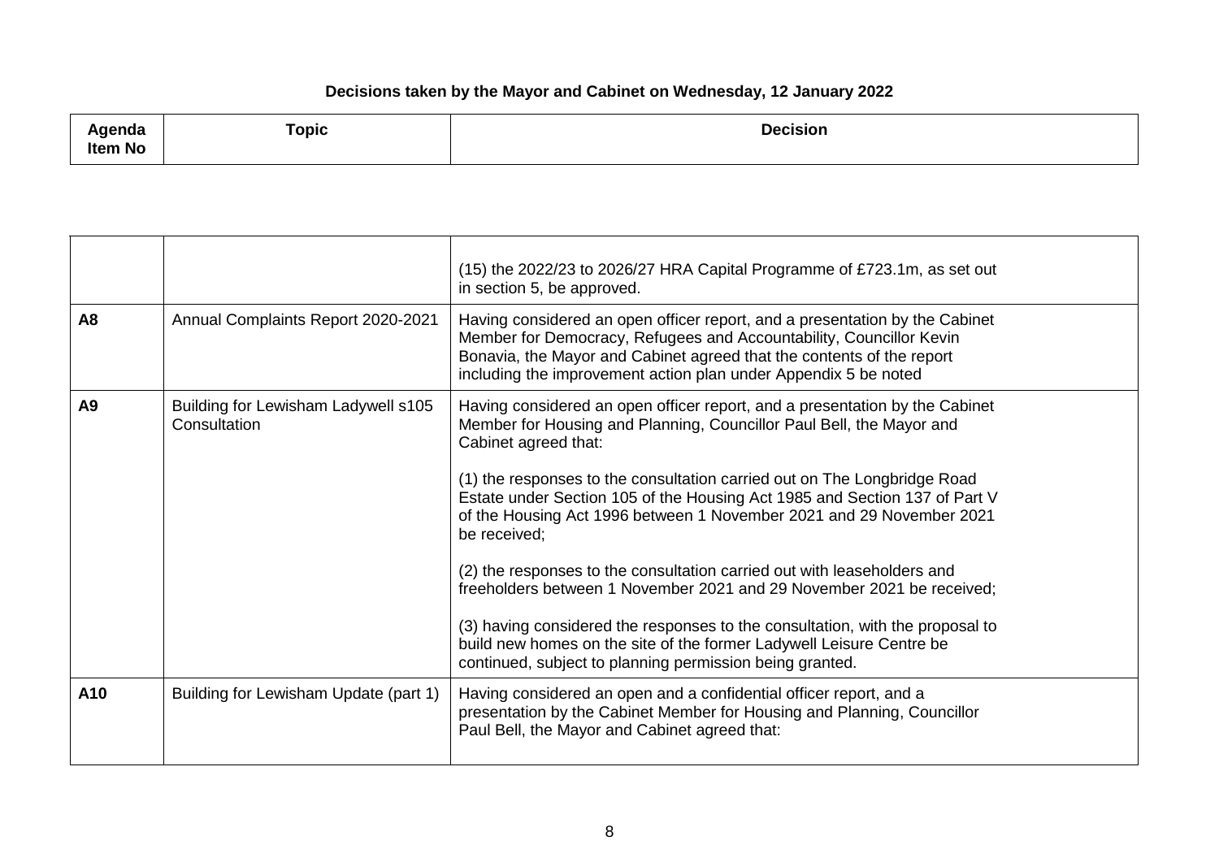**Decisions taken by the Mayor and Cabinet on Wednesday, 12 January 2022**

| Agenda Item No | Topic | Decision |
|---|---|---|
| | | (15) the 2022/23 to 2026/27 HRA Capital Programme of £723.1m, as set out in section 5, be approved. |
| **A8** | Annual Complaints Report 2020-2021 | Having considered an open officer report, and a presentation by the Cabinet Member for Democracy, Refugees and Accountability, Councillor Kevin Bonavia, the Mayor and Cabinet agreed that the contents of the report including the improvement action plan under Appendix 5 be noted |
| **A9** | Building for Lewisham Ladywell s105 Consultation | Having considered an open officer report, and a presentation by the Cabinet Member for Housing and Planning, Councillor Paul Bell, the Mayor and Cabinet agreed that:<br><br>(1) the responses to the consultation carried out on The Longbridge Road Estate under Section 105 of the Housing Act 1985 and Section 137 of Part V of the Housing Act 1996 between 1 November 2021 and 29 November 2021 be received;<br><br>(2) the responses to the consultation carried out with leaseholders and freeholders between 1 November 2021 and 29 November 2021 be received;<br><br>(3) having considered the responses to the consultation, with the proposal to build new homes on the site of the former Ladywell Leisure Centre be continued, subject to planning permission being granted. |
| **A10** | Building for Lewisham Update (part 1) | Having considered an open and a confidential officer report, and a presentation by the Cabinet Member for Housing and Planning, Councillor Paul Bell, the Mayor and Cabinet agreed that: |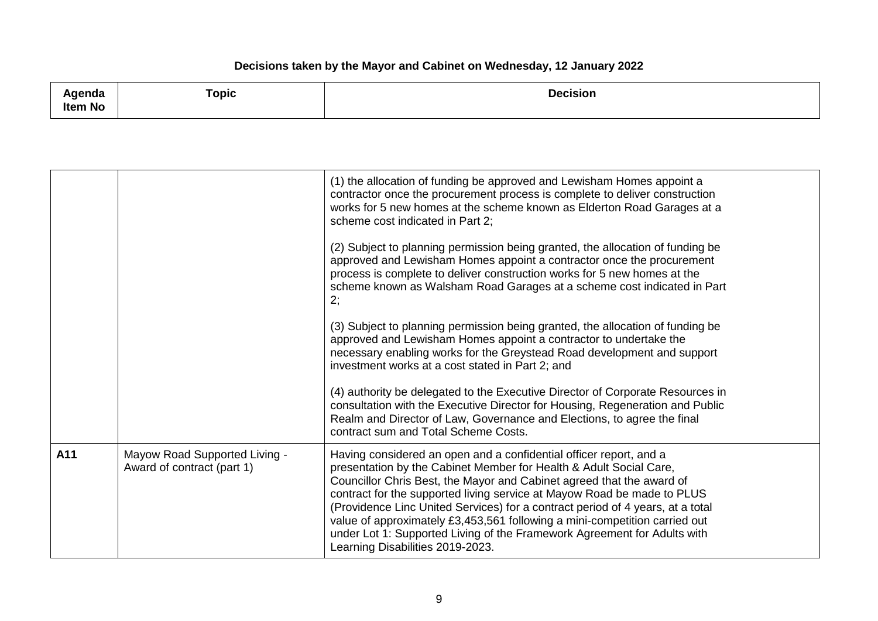**Decisions taken by the Mayor and Cabinet on Wednesday, 12 January 2022**

| Agenda Item No | Topic | Decision |
|---|---|---|
| | | (1) the allocation of funding be approved and Lewisham Homes appoint a contractor once the procurement process is complete to deliver construction works for 5 new homes at the scheme known as Elderton Road Garages at a scheme cost indicated in Part 2;<br><br>(2) Subject to planning permission being granted, the allocation of funding be approved and Lewisham Homes appoint a contractor once the procurement process is complete to deliver construction works for 5 new homes at the scheme known as Walsham Road Garages at a scheme cost indicated in Part 2;<br><br>(3) Subject to planning permission being granted, the allocation of funding be approved and Lewisham Homes appoint a contractor to undertake the necessary enabling works for the Greystead Road development and support investment works at a cost stated in Part 2; and<br><br>(4) authority be delegated to the Executive Director of Corporate Resources in consultation with the Executive Director for Housing, Regeneration and Public Realm and Director of Law, Governance and Elections, to agree the final contract sum and Total Scheme Costs. |
| **A11** | Mayow Road Supported Living - Award of contract (part 1) | Having considered an open and a confidential officer report, and a presentation by the Cabinet Member for Health & Adult Social Care, Councillor Chris Best, the Mayor and Cabinet agreed that the award of contract for the supported living service at Mayow Road be made to PLUS (Providence Linc United Services) for a contract period of 4 years, at a total value of approximately £3,453,561 following a mini-competition carried out under Lot 1: Supported Living of the Framework Agreement for Adults with Learning Disabilities 2019-2023. |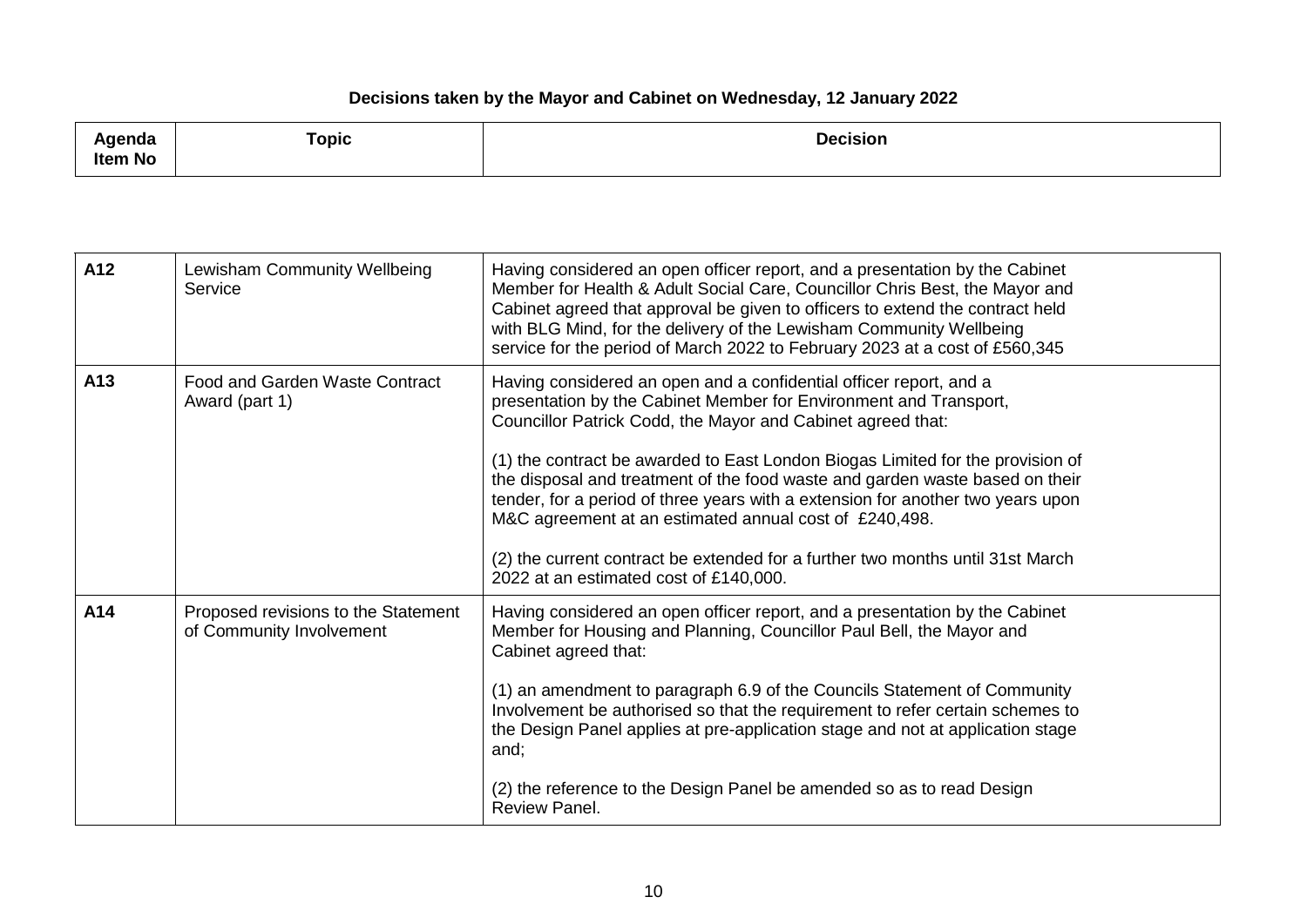**Decisions taken by the Mayor and Cabinet on Wednesday, 12 January 2022**

| Agenda Item No | Topic | Decision |
|---|---|---|
| A12 | Lewisham Community Wellbeing Service | Having considered an open officer report, and a presentation by the Cabinet Member for Health & Adult Social Care, Councillor Chris Best, the Mayor and Cabinet agreed that approval be given to officers to extend the contract held with BLG Mind, for the delivery of the Lewisham Community Wellbeing service for the period of March 2022 to February 2023 at a cost of £560,345 |
| A13 | Food and Garden Waste Contract Award (part 1) | Having considered an open and a confidential officer report, and a presentation by the Cabinet Member for Environment and Transport, Councillor Patrick Codd, the Mayor and Cabinet agreed that:<br><br>(1) the contract be awarded to East London Biogas Limited for the provision of the disposal and treatment of the food waste and garden waste based on their tender, for a period of three years with a extension for another two years upon M&C agreement at an estimated annual cost of £240,498.<br><br>(2) the current contract be extended for a further two months until 31st March 2022 at an estimated cost of £140,000. |
| A14 | Proposed revisions to the Statement of Community Involvement | Having considered an open officer report, and a presentation by the Cabinet Member for Housing and Planning, Councillor Paul Bell, the Mayor and Cabinet agreed that:<br><br>(1) an amendment to paragraph 6.9 of the Councils Statement of Community Involvement be authorised so that the requirement to refer certain schemes to the Design Panel applies at pre-application stage and not at application stage and;<br><br>(2) the reference to the Design Panel be amended so as to read Design Review Panel. |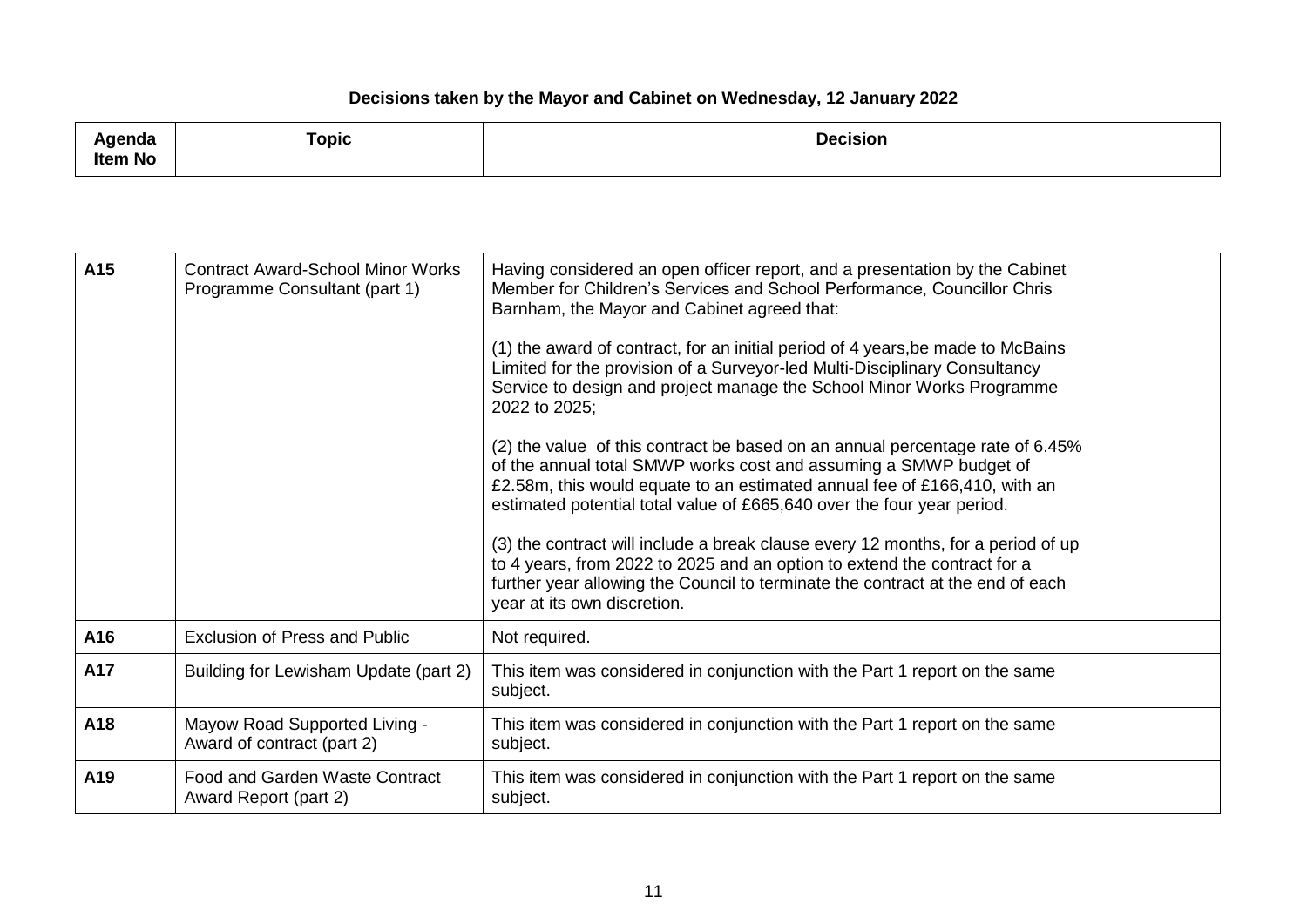**Decisions taken by the Mayor and Cabinet on Wednesday, 12 January 2022**

| Agenda Item No | Topic | Decision |
|---|---|---|
| A15 | Contract Award-School Minor Works Programme Consultant (part 1) | Having considered an open officer report, and a presentation by the Cabinet Member for Children's Services and School Performance, Councillor Chris Barnham, the Mayor and Cabinet agreed that:<br><br>(1) the award of contract, for an initial period of 4 years,be made to McBains Limited for the provision of a Surveyor-led Multi-Disciplinary Consultancy Service to design and project manage the School Minor Works Programme 2022 to 2025;<br><br>(2) the value of this contract be based on an annual percentage rate of 6.45% of the annual total SMWP works cost and assuming a SMWP budget of £2.58m, this would equate to an estimated annual fee of £166,410, with an estimated potential total value of £665,640 over the four year period.<br><br>(3) the contract will include a break clause every 12 months, for a period of up to 4 years, from 2022 to 2025 and an option to extend the contract for a further year allowing the Council to terminate the contract at the end of each year at its own discretion. |
| A16 | Exclusion of Press and Public | Not required. |
| A17 | Building for Lewisham Update (part 2) | This item was considered in conjunction with the Part 1 report on the same subject. |
| A18 | Mayow Road Supported Living - Award of contract (part 2) | This item was considered in conjunction with the Part 1 report on the same subject. |
| A19 | Food and Garden Waste Contract Award Report (part 2) | This item was considered in conjunction with the Part 1 report on the same subject. |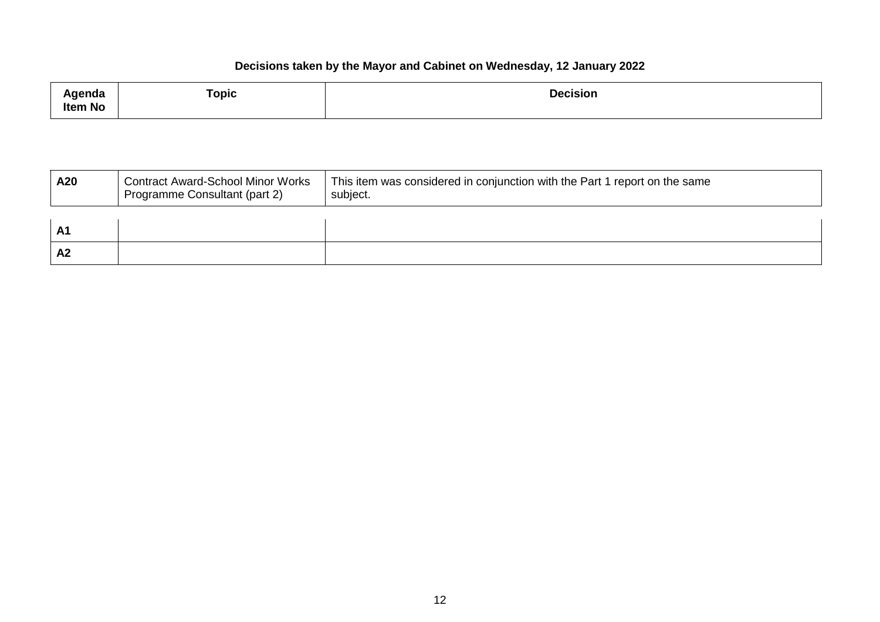**Decisions taken by the Mayor and Cabinet on Wednesday, 12 January 2022**

| Agenda Item No | Topic | Decision |
| --- | --- | --- |
| A20 | Contract Award-School Minor Works Programme Consultant (part 2) | This item was considered in conjunction with the Part 1 report on the same subject. |
| A1 | | |
| A2 | | |